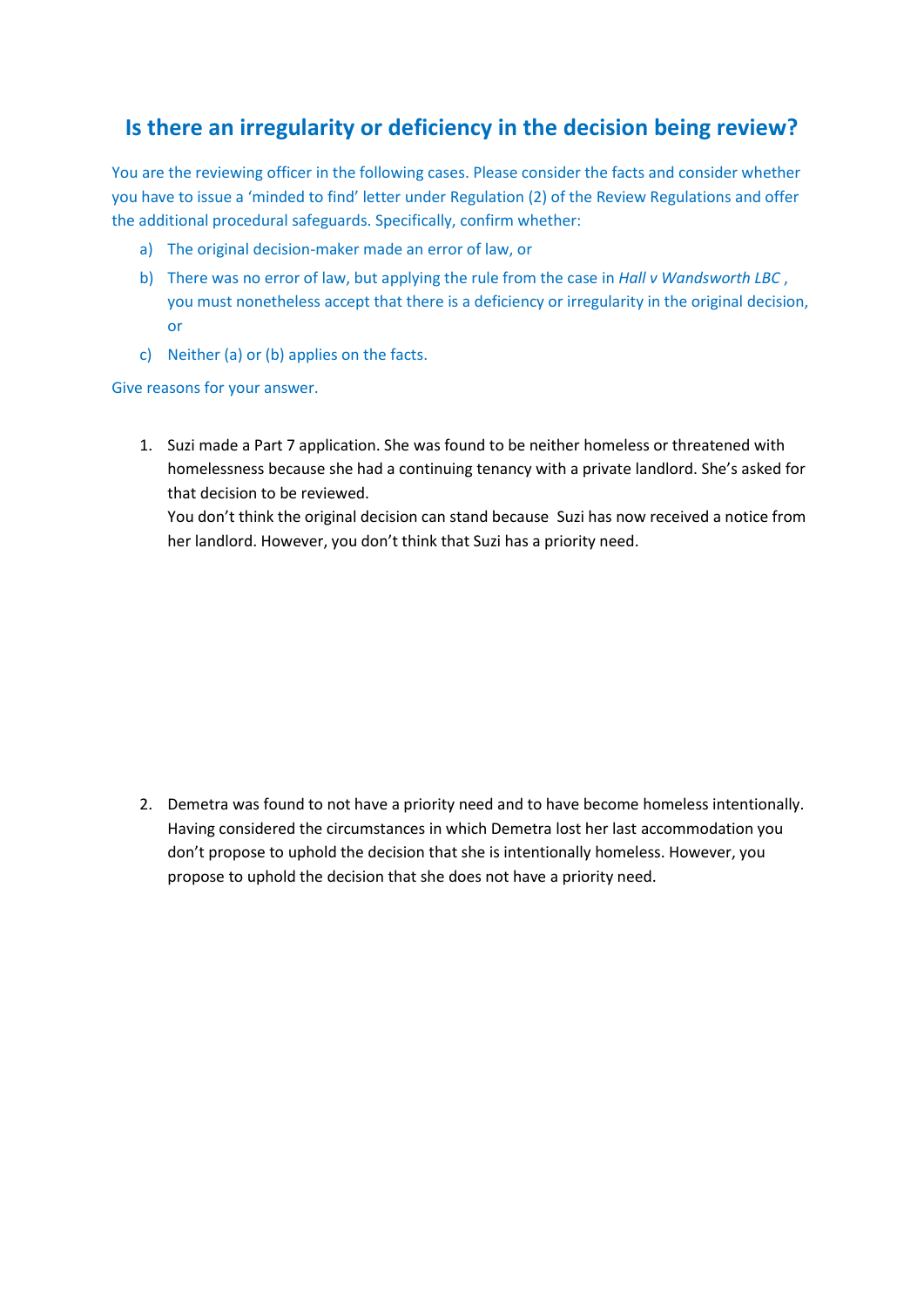## Is there an irregularity or deficiency in the decision being review?

You are the reviewing officer in the following cases. Please consider the facts and consider whether you have to issue a 'minded to find' letter under Regulation (2) of the Review Regulations and offer the additional procedural safeguards. Specifically, confirm whether:

a) The original decision-maker made an error of law, or
b) There was no error of law, but applying the rule from the case in *Hall v Wandsworth LBC* , you must nonetheless accept that there is a deficiency or irregularity in the original decision, or
c) Neither (a) or (b) applies on the facts.

Give reasons for your answer.

1. Suzi made a Part 7 application. She was found to be neither homeless or threatened with homelessness because she had a continuing tenancy with a private landlord. She's asked for that decision to be reviewed.
   You don't think the original decision can stand because Suzi has now received a notice from her landlord. However, you don't think that Suzi has a priority need.

2. Demetra was found to not have a priority need and to have become homeless intentionally. Having considered the circumstances in which Demetra lost her last accommodation you don't propose to uphold the decision that she is intentionally homeless. However, you propose to uphold the decision that she does not have a priority need.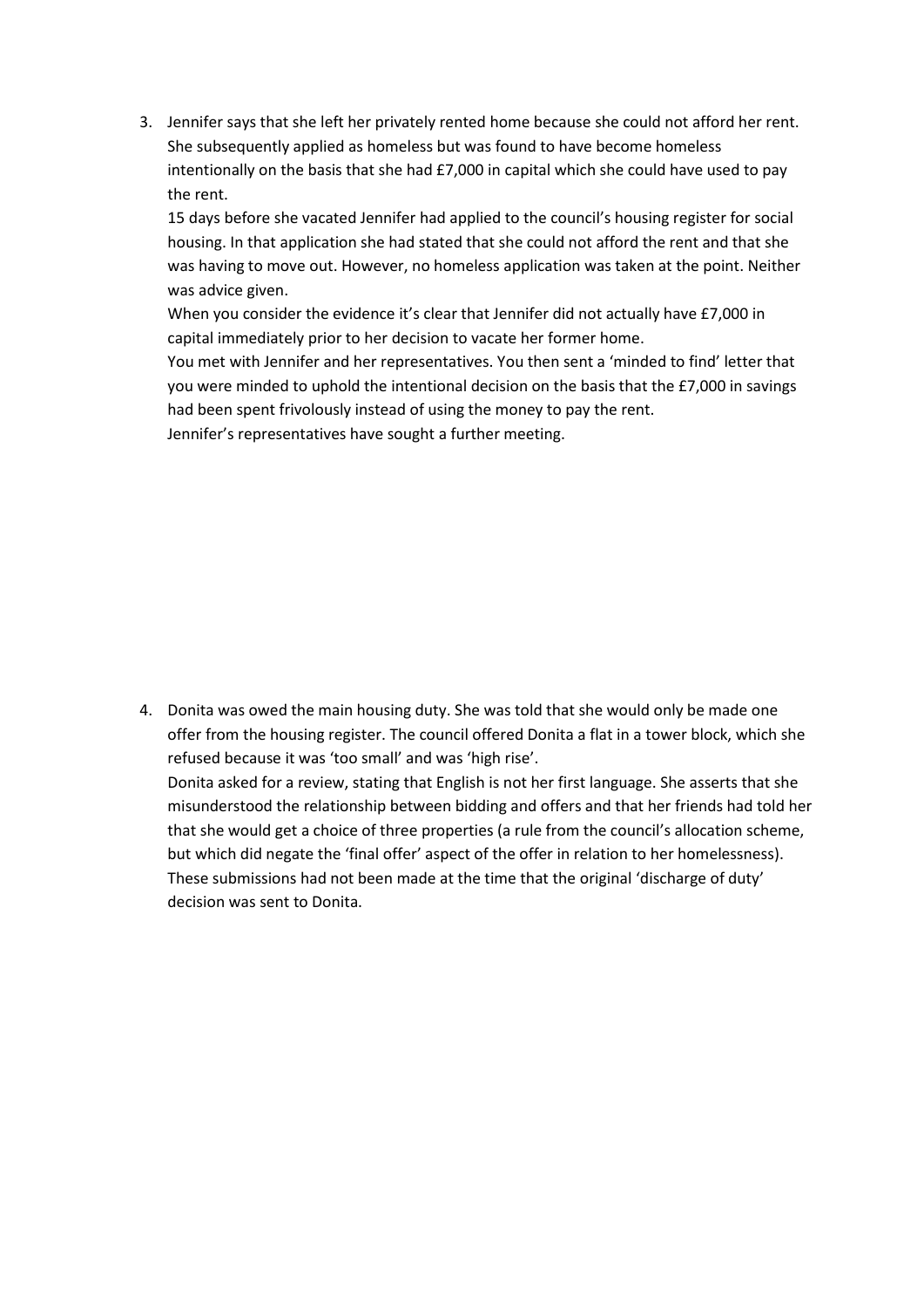3. Jennifer says that she left her privately rented home because she could not afford her rent. She subsequently applied as homeless but was found to have become homeless intentionally on the basis that she had £7,000 in capital which she could have used to pay the rent.
   15 days before she vacated Jennifer had applied to the council's housing register for social housing. In that application she had stated that she could not afford the rent and that she was having to move out. However, no homeless application was taken at the point. Neither was advice given.
   When you consider the evidence it's clear that Jennifer did not actually have £7,000 in capital immediately prior to her decision to vacate her former home.
   You met with Jennifer and her representatives. You then sent a 'minded to find' letter that you were minded to uphold the intentional decision on the basis that the £7,000 in savings had been spent frivolously instead of using the money to pay the rent.
   Jennifer's representatives have sought a further meeting.

4. Donita was owed the main housing duty. She was told that she would only be made one offer from the housing register. The council offered Donita a flat in a tower block, which she refused because it was 'too small' and was 'high rise'.
   Donita asked for a review, stating that English is not her first language. She asserts that she misunderstood the relationship between bidding and offers and that her friends had told her that she would get a choice of three properties (a rule from the council's allocation scheme, but which did negate the 'final offer' aspect of the offer in relation to her homelessness).
   These submissions had not been made at the time that the original 'discharge of duty' decision was sent to Donita.